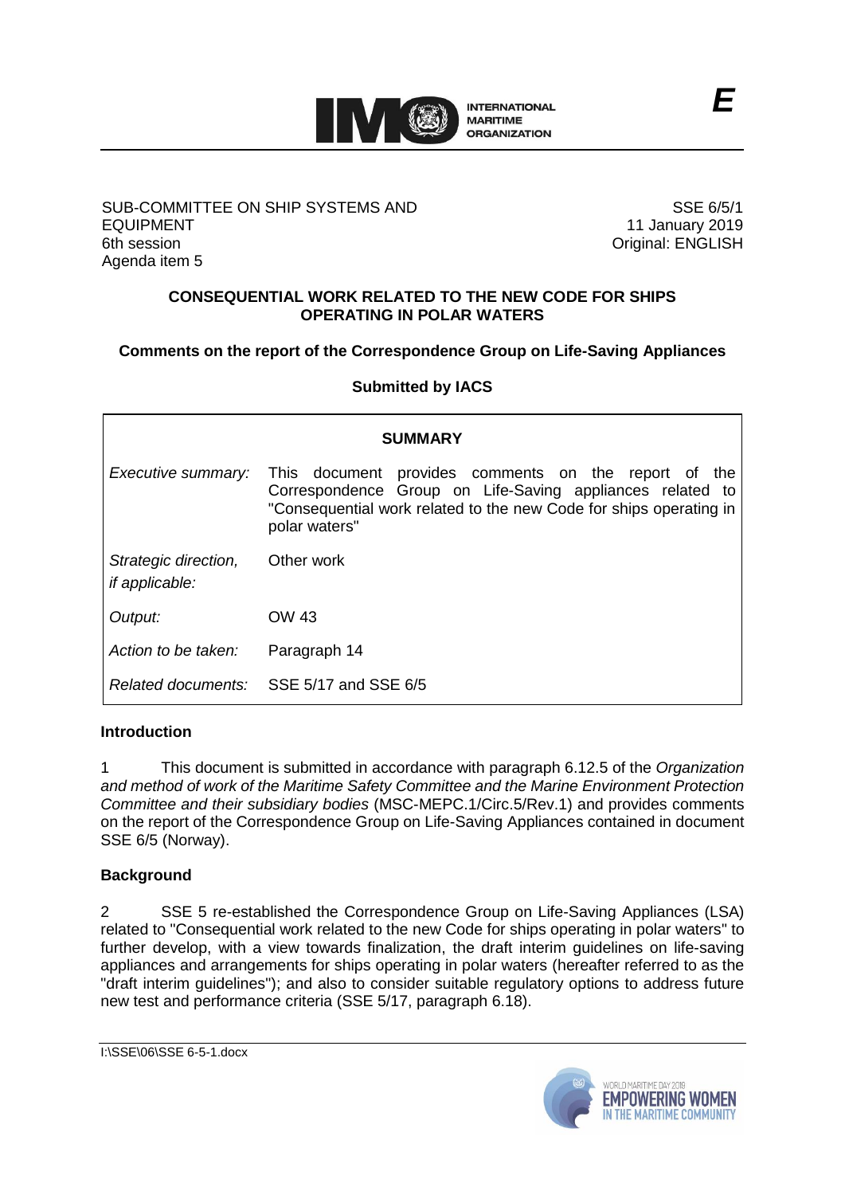SUB-COMMITTEE ON SHIP SYSTEMS AND EQUIPMENT
6th session
Agenda item 5

SSE 6/5/1
11 January 2019
Original: ENGLISH

E

## CONSEQUENTIAL WORK RELATED TO THE NEW CODE FOR SHIPS OPERATING IN POLAR WATERS

### Comments on the report of the Correspondence Group on Life-Saving Appliances

**Submitted by IACS**

| SUMMARY | |
|---|---|
| *Executive summary:* | This document provides comments on the report of the Correspondence Group on Life-Saving appliances related to "Consequential work related to the new Code for ships operating in polar waters" |
| *Strategic direction, if applicable:* | Other work |
| *Output:* | OW 43 |
| *Action to be taken:* | Paragraph 14 |
| *Related documents:* | SSE 5/17 and SSE 6/5 |

### Introduction

1 This document is submitted in accordance with paragraph 6.12.5 of the *Organization and method of work of the Maritime Safety Committee and the Marine Environment Protection Committee and their subsidiary bodies* (MSC-MEPC.1/Circ.5/Rev.1) and provides comments on the report of the Correspondence Group on Life-Saving Appliances contained in document SSE 6/5 (Norway).

### Background

2 SSE 5 re-established the Correspondence Group on Life-Saving Appliances (LSA) related to "Consequential work related to the new Code for ships operating in polar waters" to further develop, with a view towards finalization, the draft interim guidelines on life-saving appliances and arrangements for ships operating in polar waters (hereafter referred to as the "draft interim guidelines"); and also to consider suitable regulatory options to address future new test and performance criteria (SSE 5/17, paragraph 6.18).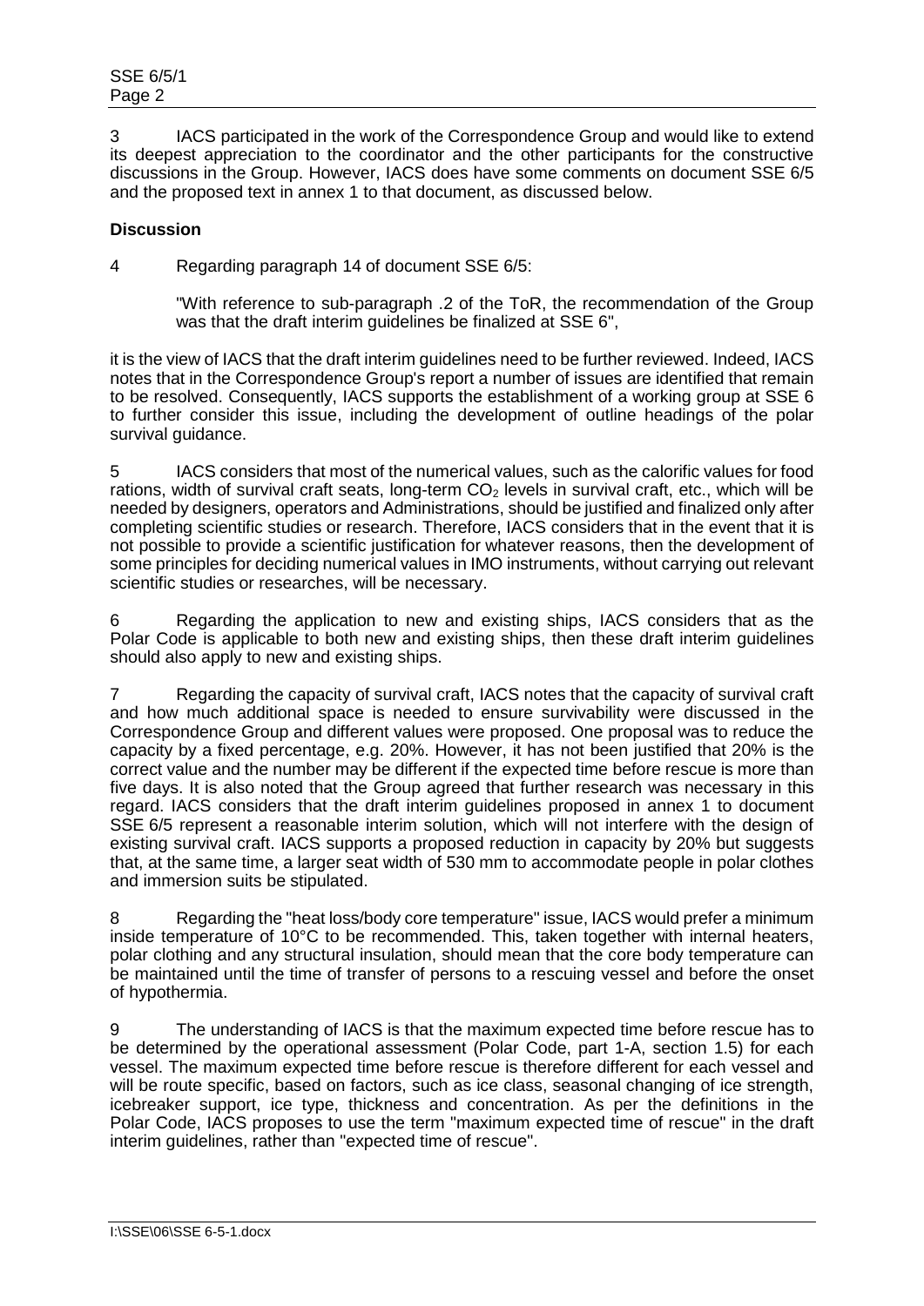3 IACS participated in the work of the Correspondence Group and would like to extend its deepest appreciation to the coordinator and the other participants for the constructive discussions in the Group. However, IACS does have some comments on document SSE 6/5 and the proposed text in annex 1 to that document, as discussed below.

**Discussion**

4 Regarding paragraph 14 of document SSE 6/5:

> "With reference to sub-paragraph .2 of the ToR, the recommendation of the Group was that the draft interim guidelines be finalized at SSE 6",

it is the view of IACS that the draft interim guidelines need to be further reviewed. Indeed, IACS notes that in the Correspondence Group's report a number of issues are identified that remain to be resolved. Consequently, IACS supports the establishment of a working group at SSE 6 to further consider this issue, including the development of outline headings of the polar survival guidance.

5 IACS considers that most of the numerical values, such as the calorific values for food rations, width of survival craft seats, long-term $CO_2$ levels in survival craft, etc., which will be needed by designers, operators and Administrations, should be justified and finalized only after completing scientific studies or research. Therefore, IACS considers that in the event that it is not possible to provide a scientific justification for whatever reasons, then the development of some principles for deciding numerical values in IMO instruments, without carrying out relevant scientific studies or researches, will be necessary.

6 Regarding the application to new and existing ships, IACS considers that as the Polar Code is applicable to both new and existing ships, then these draft interim guidelines should also apply to new and existing ships.

7 Regarding the capacity of survival craft, IACS notes that the capacity of survival craft and how much additional space is needed to ensure survivability were discussed in the Correspondence Group and different values were proposed. One proposal was to reduce the capacity by a fixed percentage, e.g. 20%. However, it has not been justified that 20% is the correct value and the number may be different if the expected time before rescue is more than five days. It is also noted that the Group agreed that further research was necessary in this regard. IACS considers that the draft interim guidelines proposed in annex 1 to document SSE 6/5 represent a reasonable interim solution, which will not interfere with the design of existing survival craft. IACS supports a proposed reduction in capacity by 20% but suggests that, at the same time, a larger seat width of 530 mm to accommodate people in polar clothes and immersion suits be stipulated.

8 Regarding the "heat loss/body core temperature" issue, IACS would prefer a minimum inside temperature of 10°C to be recommended. This, taken together with internal heaters, polar clothing and any structural insulation, should mean that the core body temperature can be maintained until the time of transfer of persons to a rescuing vessel and before the onset of hypothermia.

9 The understanding of IACS is that the maximum expected time before rescue has to be determined by the operational assessment (Polar Code, part 1-A, section 1.5) for each vessel. The maximum expected time before rescue is therefore different for each vessel and will be route specific, based on factors, such as ice class, seasonal changing of ice strength, icebreaker support, ice type, thickness and concentration. As per the definitions in the Polar Code, IACS proposes to use the term "maximum expected time of rescue" in the draft interim guidelines, rather than "expected time of rescue".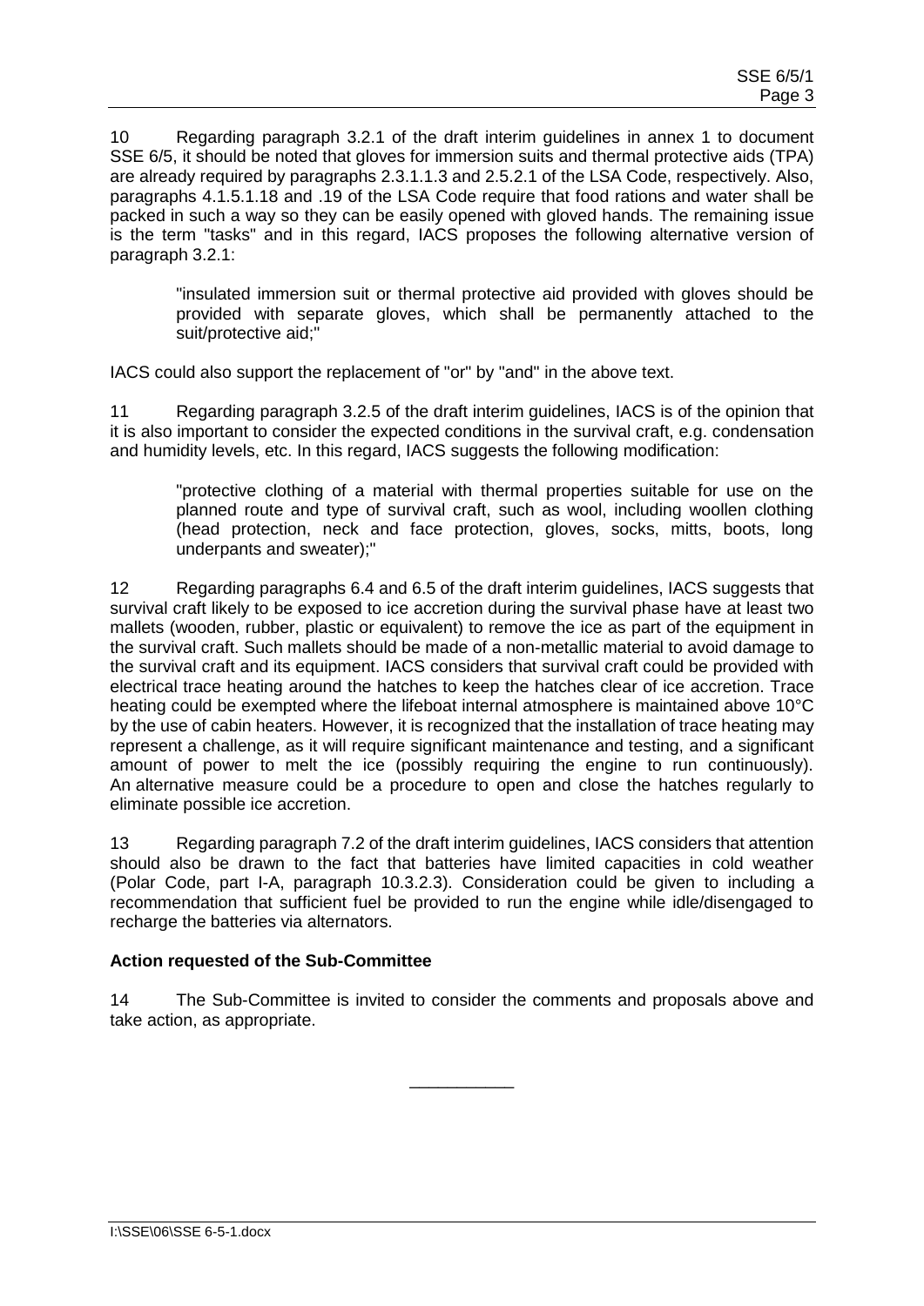10 Regarding paragraph 3.2.1 of the draft interim guidelines in annex 1 to document SSE 6/5, it should be noted that gloves for immersion suits and thermal protective aids (TPA) are already required by paragraphs 2.3.1.1.3 and 2.5.2.1 of the LSA Code, respectively. Also, paragraphs 4.1.5.1.18 and .19 of the LSA Code require that food rations and water shall be packed in such a way so they can be easily opened with gloved hands. The remaining issue is the term "tasks" and in this regard, IACS proposes the following alternative version of paragraph 3.2.1:

> "insulated immersion suit or thermal protective aid provided with gloves should be provided with separate gloves, which shall be permanently attached to the suit/protective aid;"

IACS could also support the replacement of "or" by "and" in the above text.

11 Regarding paragraph 3.2.5 of the draft interim guidelines, IACS is of the opinion that it is also important to consider the expected conditions in the survival craft, e.g. condensation and humidity levels, etc. In this regard, IACS suggests the following modification:

> "protective clothing of a material with thermal properties suitable for use on the planned route and type of survival craft, such as wool, including woollen clothing (head protection, neck and face protection, gloves, socks, mitts, boots, long underpants and sweater);"

12 Regarding paragraphs 6.4 and 6.5 of the draft interim guidelines, IACS suggests that survival craft likely to be exposed to ice accretion during the survival phase have at least two mallets (wooden, rubber, plastic or equivalent) to remove the ice as part of the equipment in the survival craft. Such mallets should be made of a non-metallic material to avoid damage to the survival craft and its equipment. IACS considers that survival craft could be provided with electrical trace heating around the hatches to keep the hatches clear of ice accretion. Trace heating could be exempted where the lifeboat internal atmosphere is maintained above 10°C by the use of cabin heaters. However, it is recognized that the installation of trace heating may represent a challenge, as it will require significant maintenance and testing, and a significant amount of power to melt the ice (possibly requiring the engine to run continuously). An alternative measure could be a procedure to open and close the hatches regularly to eliminate possible ice accretion.

13 Regarding paragraph 7.2 of the draft interim guidelines, IACS considers that attention should also be drawn to the fact that batteries have limited capacities in cold weather (Polar Code, part I-A, paragraph 10.3.2.3). Consideration could be given to including a recommendation that sufficient fuel be provided to run the engine while idle/disengaged to recharge the batteries via alternators.

**Action requested of the Sub-Committee**

14 The Sub-Committee is invited to consider the comments and proposals above and take action, as appropriate.

___________